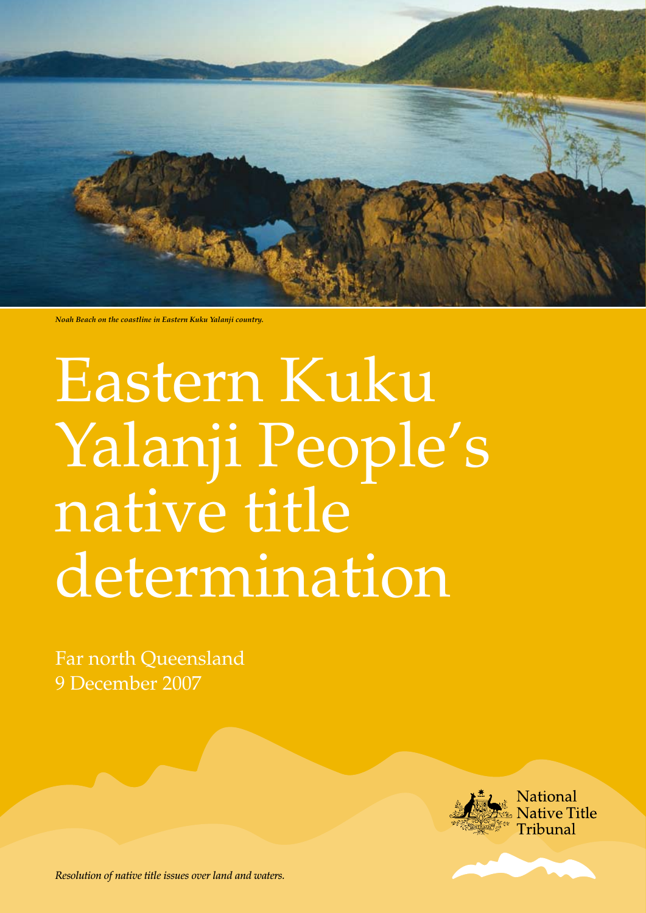*Noah Beach on the coastline in Eastern Kuku Yalanji country.*

# Eastern Kuku Yalanji People's native title determination

Far north Queensland
9 December 2007

National Native Title Tribunal

*Resolution of native title issues over land and waters.*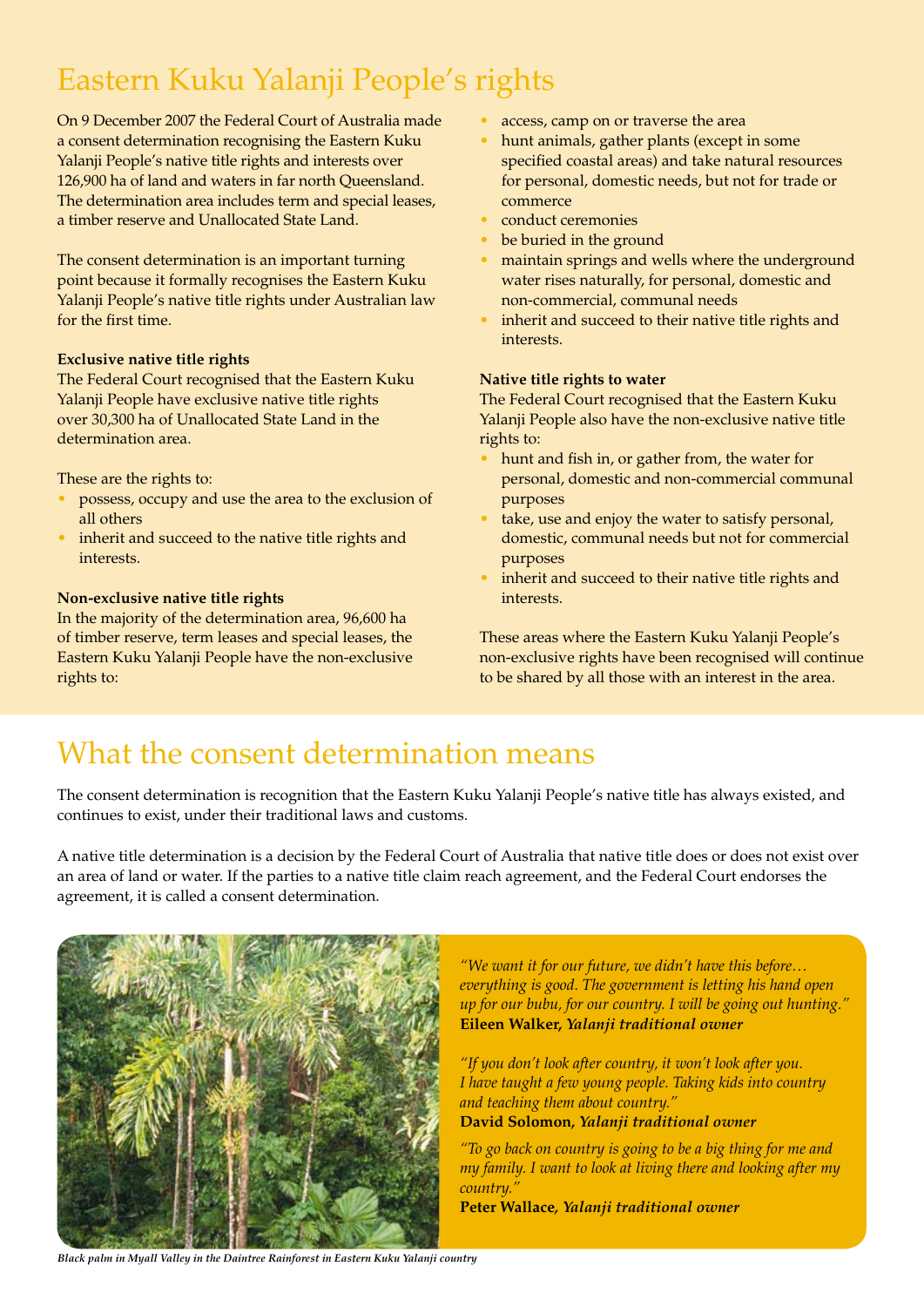# Eastern Kuku Yalanji People's rights

On 9 December 2007 the Federal Court of Australia made a consent determination recognising the Eastern Kuku Yalanji People's native title rights and interests over 126,900 ha of land and waters in far north Queensland. The determination area includes term and special leases, a timber reserve and Unallocated State Land.

The consent determination is an important turning point because it formally recognises the Eastern Kuku Yalanji People's native title rights under Australian law for the first time.

**Exclusive native title rights**

The Federal Court recognised that the Eastern Kuku Yalanji People have exclusive native title rights over 30,300 ha of Unallocated State Land in the determination area.

These are the rights to:

- possess, occupy and use the area to the exclusion of all others
- inherit and succeed to the native title rights and interests.

**Non-exclusive native title rights**

In the majority of the determination area, 96,600 ha of timber reserve, term leases and special leases, the Eastern Kuku Yalanji People have the non-exclusive rights to:

- access, camp on or traverse the area
- hunt animals, gather plants (except in some specified coastal areas) and take natural resources for personal, domestic needs, but not for trade or commerce
- conduct ceremonies
- be buried in the ground
- maintain springs and wells where the underground water rises naturally, for personal, domestic and non-commercial, communal needs
- inherit and succeed to their native title rights and interests.

**Native title rights to water**

The Federal Court recognised that the Eastern Kuku Yalanji People also have the non-exclusive native title rights to:

- hunt and fish in, or gather from, the water for personal, domestic and non-commercial communal purposes
- take, use and enjoy the water to satisfy personal, domestic, communal needs but not for commercial purposes
- inherit and succeed to their native title rights and interests.

These areas where the Eastern Kuku Yalanji People's non-exclusive rights have been recognised will continue to be shared by all those with an interest in the area.

# What the consent determination means

The consent determination is recognition that the Eastern Kuku Yalanji People's native title has always existed, and continues to exist, under their traditional laws and customs.

A native title determination is a decision by the Federal Court of Australia that native title does or does not exist over an area of land or water. If the parties to a native title claim reach agreement, and the Federal Court endorses the agreement, it is called a consent determination.

*"We want it for our future, we didn't have this before… everything is good. The government is letting his hand open up for our bubu, for our country. I will be going out hunting."*
**Eileen Walker,** ***Yalanji traditional owner***

*"If you don't look after country, it won't look after you. I have taught a few young people. Taking kids into country and teaching them about country."*
**David Solomon,** ***Yalanji traditional owner***

*"To go back on country is going to be a big thing for me and my family. I want to look at living there and looking after my country."*
**Peter Wallace,** ***Yalanji traditional owner***

*Black palm in Myall Valley in the Daintree Rainforest in Eastern Kuku Yalanji country*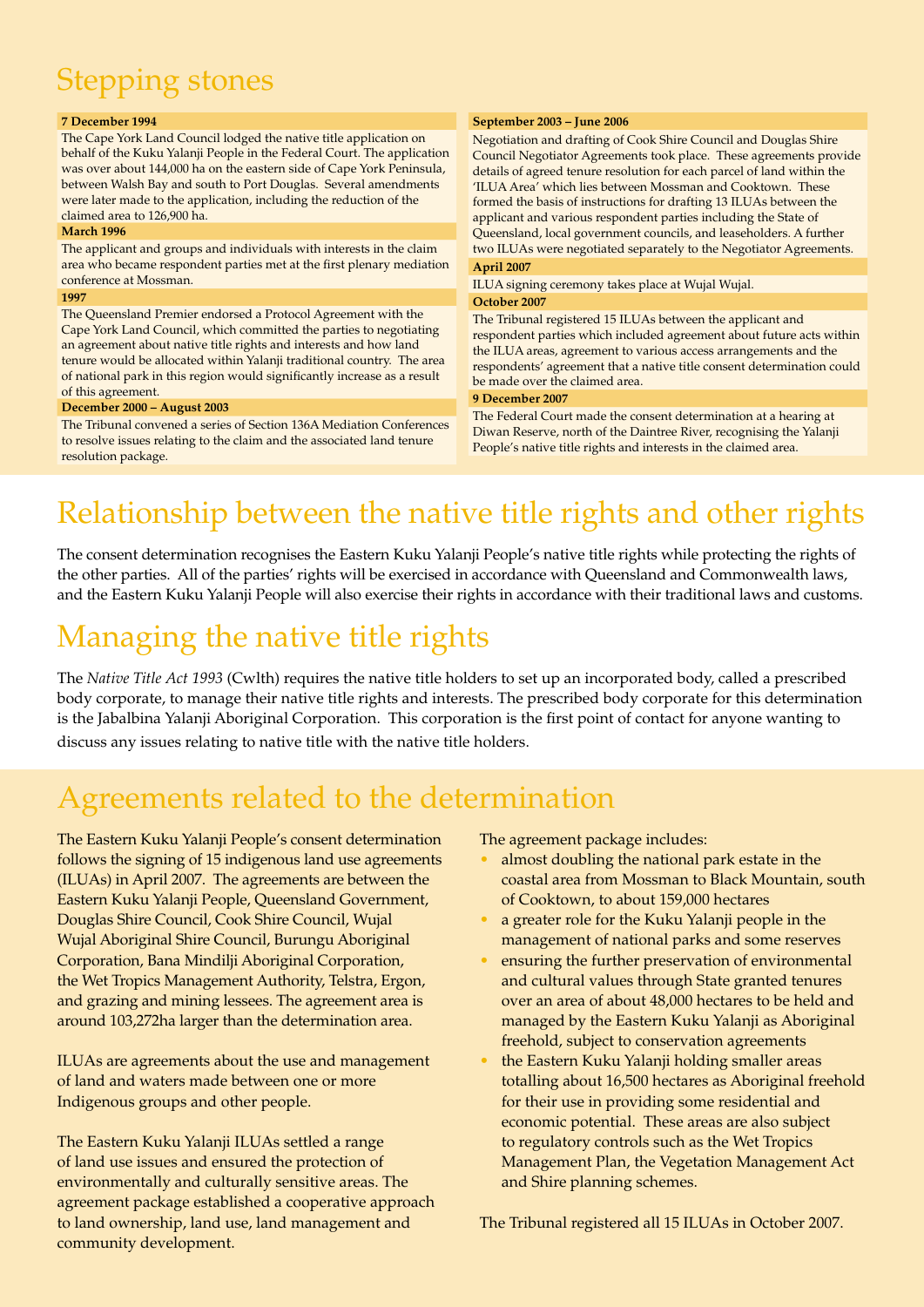## Stepping stones

**7 December 1994**

The Cape York Land Council lodged the native title application on behalf of the Kuku Yalanji People in the Federal Court. The application was over about 144,000 ha on the eastern side of Cape York Peninsula, between Walsh Bay and south to Port Douglas. Several amendments were later made to the application, including the reduction of the claimed area to 126,900 ha.

**March 1996**

The applicant and groups and individuals with interests in the claim area who became respondent parties met at the first plenary mediation conference at Mossman.

**1997**

The Queensland Premier endorsed a Protocol Agreement with the Cape York Land Council, which committed the parties to negotiating an agreement about native title rights and interests and how land tenure would be allocated within Yalanji traditional country. The area of national park in this region would significantly increase as a result of this agreement.

**December 2000 – August 2003**

The Tribunal convened a series of Section 136A Mediation Conferences to resolve issues relating to the claim and the associated land tenure resolution package.

**September 2003 – June 2006**

Negotiation and drafting of Cook Shire Council and Douglas Shire Council Negotiator Agreements took place. These agreements provide details of agreed tenure resolution for each parcel of land within the 'ILUA Area' which lies between Mossman and Cooktown. These formed the basis of instructions for drafting 13 ILUAs between the applicant and various respondent parties including the State of Queensland, local government councils, and leaseholders. A further two ILUAs were negotiated separately to the Negotiator Agreements.

**April 2007**

ILUA signing ceremony takes place at Wujal Wujal.

**October 2007**

The Tribunal registered 15 ILUAs between the applicant and respondent parties which included agreement about future acts within the ILUA areas, agreement to various access arrangements and the respondents' agreement that a native title consent determination could be made over the claimed area.

**9 December 2007**

The Federal Court made the consent determination at a hearing at Diwan Reserve, north of the Daintree River, recognising the Yalanji People's native title rights and interests in the claimed area.

## Relationship between the native title rights and other rights

The consent determination recognises the Eastern Kuku Yalanji People's native title rights while protecting the rights of the other parties. All of the parties' rights will be exercised in accordance with Queensland and Commonwealth laws, and the Eastern Kuku Yalanji People will also exercise their rights in accordance with their traditional laws and customs.

## Managing the native title rights

The *Native Title Act 1993* (Cwlth) requires the native title holders to set up an incorporated body, called a prescribed body corporate, to manage their native title rights and interests. The prescribed body corporate for this determination is the Jabalbina Yalanji Aboriginal Corporation. This corporation is the first point of contact for anyone wanting to discuss any issues relating to native title with the native title holders.

## Agreements related to the determination

The Eastern Kuku Yalanji People's consent determination follows the signing of 15 indigenous land use agreements (ILUAs) in April 2007. The agreements are between the Eastern Kuku Yalanji People, Queensland Government, Douglas Shire Council, Cook Shire Council, Wujal Wujal Aboriginal Shire Council, Burungu Aboriginal Corporation, Bana Mindilji Aboriginal Corporation, the Wet Tropics Management Authority, Telstra, Ergon, and grazing and mining lessees. The agreement area is around 103,272ha larger than the determination area.

ILUAs are agreements about the use and management of land and waters made between one or more Indigenous groups and other people.

The Eastern Kuku Yalanji ILUAs settled a range of land use issues and ensured the protection of environmentally and culturally sensitive areas. The agreement package established a cooperative approach to land ownership, land use, land management and community development.

The agreement package includes:

- almost doubling the national park estate in the coastal area from Mossman to Black Mountain, south of Cooktown, to about 159,000 hectares
- a greater role for the Kuku Yalanji people in the management of national parks and some reserves
- ensuring the further preservation of environmental and cultural values through State granted tenures over an area of about 48,000 hectares to be held and managed by the Eastern Kuku Yalanji as Aboriginal freehold, subject to conservation agreements
- the Eastern Kuku Yalanji holding smaller areas totalling about 16,500 hectares as Aboriginal freehold for their use in providing some residential and economic potential. These areas are also subject to regulatory controls such as the Wet Tropics Management Plan, the Vegetation Management Act and Shire planning schemes.

The Tribunal registered all 15 ILUAs in October 2007.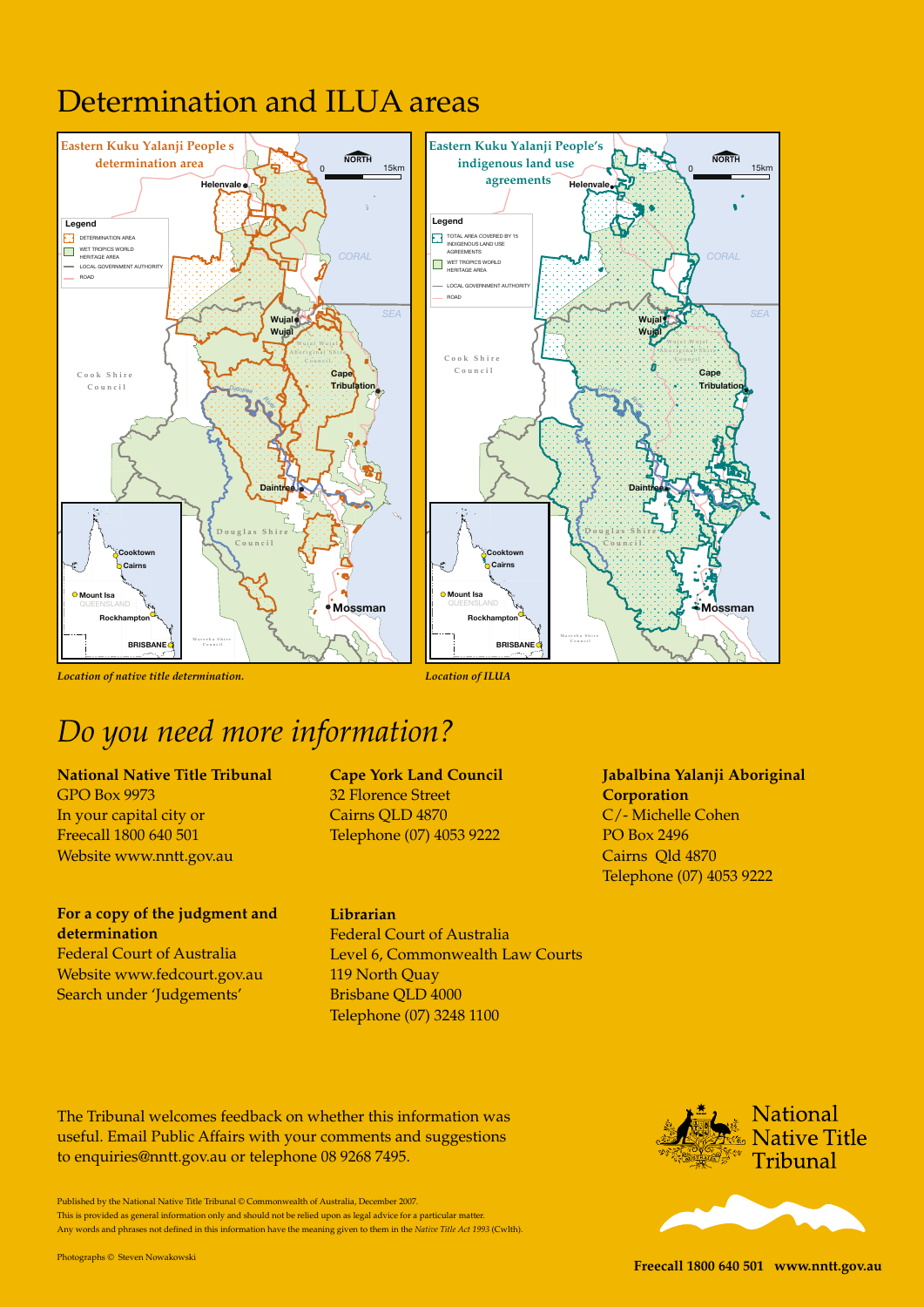# Determination and ILUA areas

Eastern Kuku Yalanji People s determination area

NORTH

0 15km

Legend

DETERMINATION AREA

WET TROPICS WORLD HERITAGE AREA

LOCAL GOVERNMENT AUTHORITY

ROAD

Helenvale

CORAL

SEA

Wujal Wujal

Wujal Wujal Aboriginal Shire Council

Cook Shire Council

Cape Tribulation

Daintree

Douglas Shire Council

Mossman

Cooktown

Cairns

Mount Isa

QUEENSLAND

Rockhampton

BRISBANE

Mareeba Shire Council

*Location of native title determination.*

Eastern Kuku Yalanji People's indigenous land use agreements

NORTH

0 15km

Legend

TOTAL AREA COVERED BY 15 INDIGENOUS LAND USE AGREEMENTS

WET TROPICS WORLD HERITAGE AREA

LOCAL GOVERNMENT AUTHORITY

ROAD

Helenvale

CORAL

SEA

Wujal Wujal

Wujal Wujal Aboriginal Shire Council

Cook Shire Council

Cape Tribulation

Daintree

Douglas Shire Council

Mossman

Cooktown

Cairns

Mount Isa

QUEENSLAND

Rockhampton

BRISBANE

Mareeba Shire Council

*Location of ILUA*

## *Do you need more information?*

**National Native Title Tribunal**
GPO Box 9973
In your capital city or
Freecall 1800 640 501
Website www.nntt.gov.au

**Cape York Land Council**
32 Florence Street
Cairns QLD 4870
Telephone (07) 4053 9222

**Jabalbina Yalanji Aboriginal Corporation**
C/- Michelle Cohen
PO Box 2496
Cairns Qld 4870
Telephone (07) 4053 9222

**For a copy of the judgment and determination**
Federal Court of Australia
Website www.fedcourt.gov.au
Search under 'Judgements'

**Librarian**
Federal Court of Australia
Level 6, Commonwealth Law Courts
119 North Quay
Brisbane QLD 4000
Telephone (07) 3248 1100

The Tribunal welcomes feedback on whether this information was useful. Email Public Affairs with your comments and suggestions to enquiries@nntt.gov.au or telephone 08 9268 7495.

National Native Title Tribunal

Published by the National Native Title Tribunal © Commonwealth of Australia, December 2007.
This is provided as general information only and should not be relied upon as legal advice for a particular matter.
Any words and phrases not defined in this information have the meaning given to them in the *Native Title Act 1993* (Cwlth).

Photographs © Steven Nowakowski

**Freecall 1800 640 501 www.nntt.gov.au**